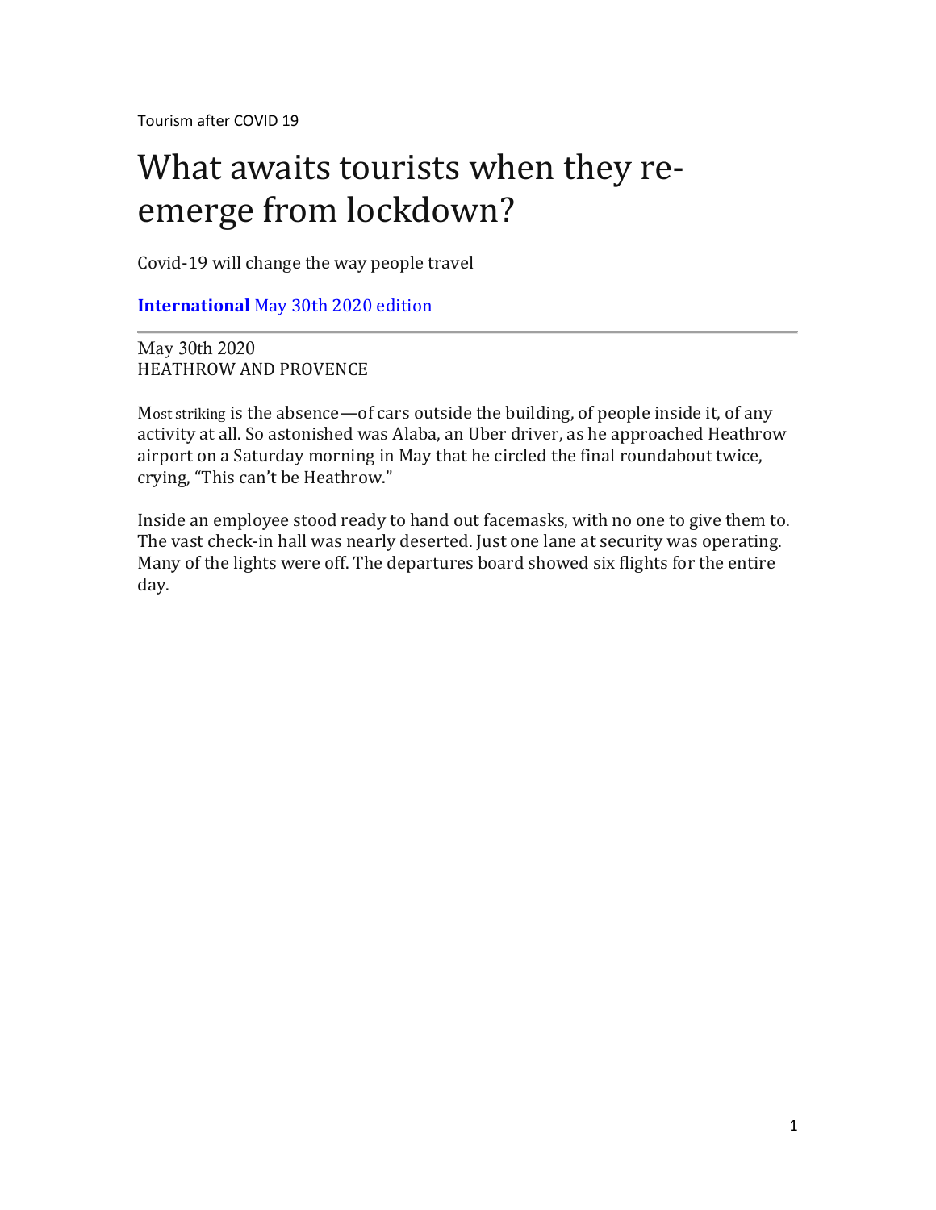Tourism after COVID 19

# What awaits tourists when they re-emerge from lockdown?

Covid-19 will change the way people travel

**International** May 30th 2020 edition

May 30th 2020
HEATHROW AND PROVENCE

Most striking is the absence—of cars outside the building, of people inside it, of any activity at all. So astonished was Alaba, an Uber driver, as he approached Heathrow airport on a Saturday morning in May that he circled the final roundabout twice, crying, "This can't be Heathrow."

Inside an employee stood ready to hand out facemasks, with no one to give them to. The vast check-in hall was nearly deserted. Just one lane at security was operating. Many of the lights were off. The departures board showed six flights for the entire day.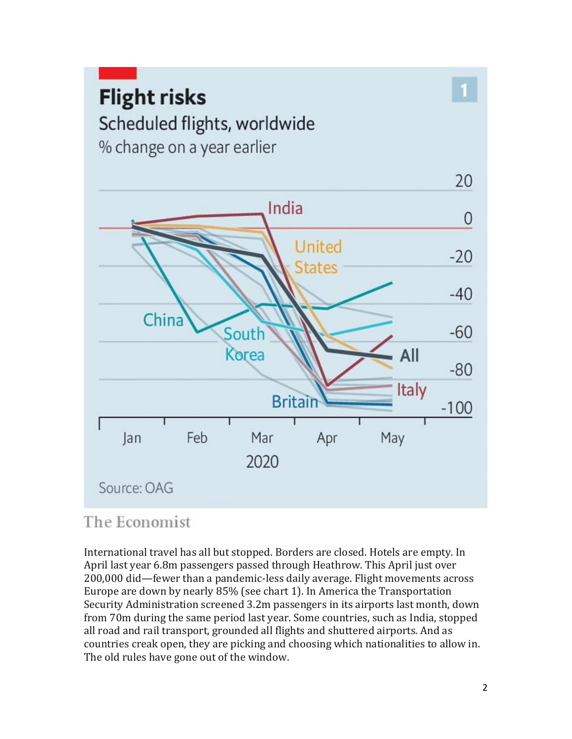**Flight risks**

Scheduled flights, worldwide

% change on a year earlier

Source: OAG

The Economist

International travel has all but stopped. Borders are closed. Hotels are empty. In April last year 6.8m passengers passed through Heathrow. This April just over 200,000 did—fewer than a pandemic-less daily average. Flight movements across Europe are down by nearly 85% (see chart 1). In America the Transportation Security Administration screened 3.2m passengers in its airports last month, down from 70m during the same period last year. Some countries, such as India, stopped all road and rail transport, grounded all flights and shuttered airports. And as countries creak open, they are picking and choosing which nationalities to allow in. The old rules have gone out of the window.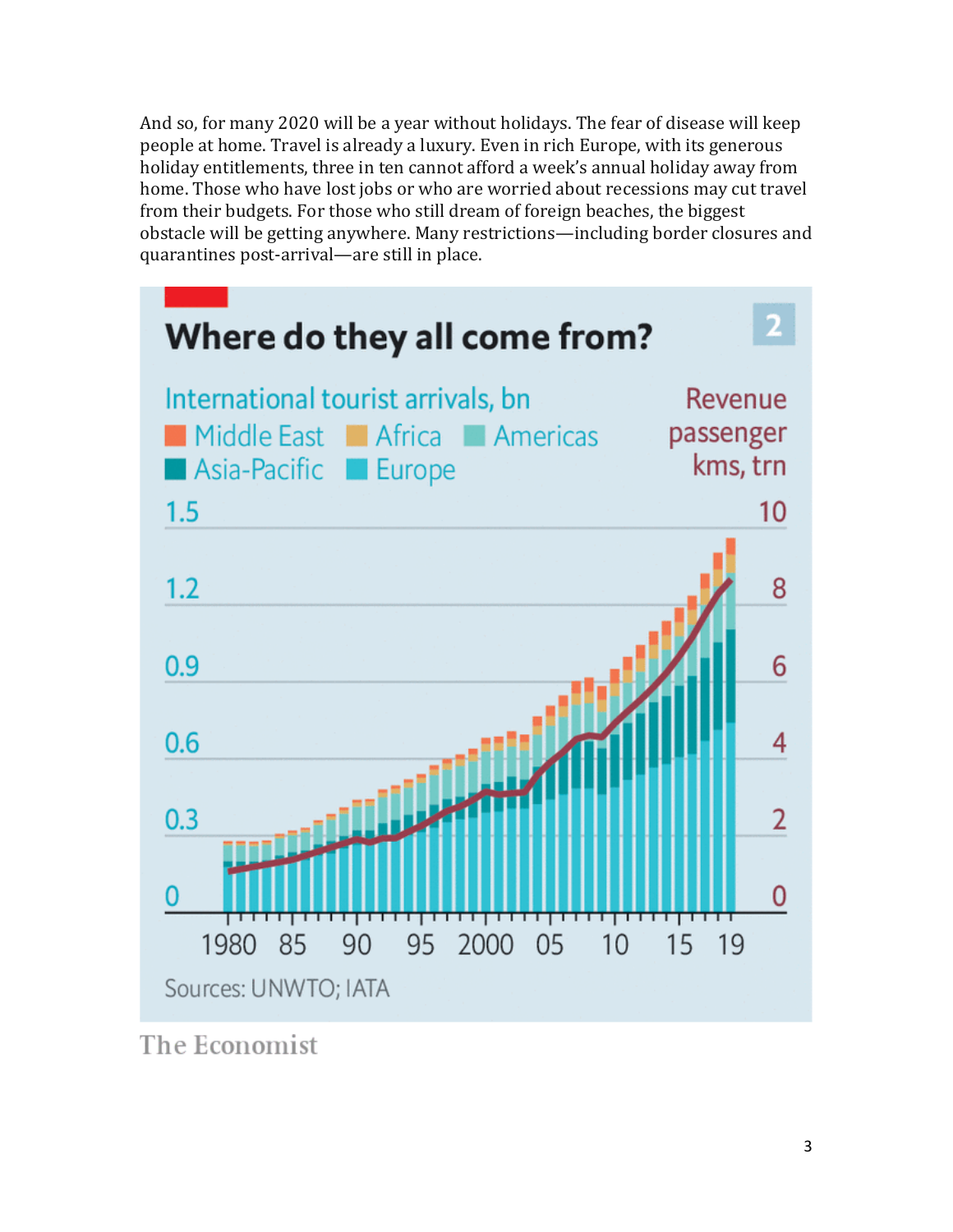And so, for many 2020 will be a year without holidays. The fear of disease will keep people at home. Travel is already a luxury. Even in rich Europe, with its generous holiday entitlements, three in ten cannot afford a week's annual holiday away from home. Those who have lost jobs or who are worried about recessions may cut travel from their budgets. For those who still dream of foreign beaches, the biggest obstacle will be getting anywhere. Many restrictions—including border closures and quarantines post-arrival—are still in place.

**Where do they all come from?** (2)

International tourist arrivals, bn: Middle East, Africa, Americas, Asia-Pacific, Europe

Revenue passenger kms, trn

Sources: UNWTO; IATA

The Economist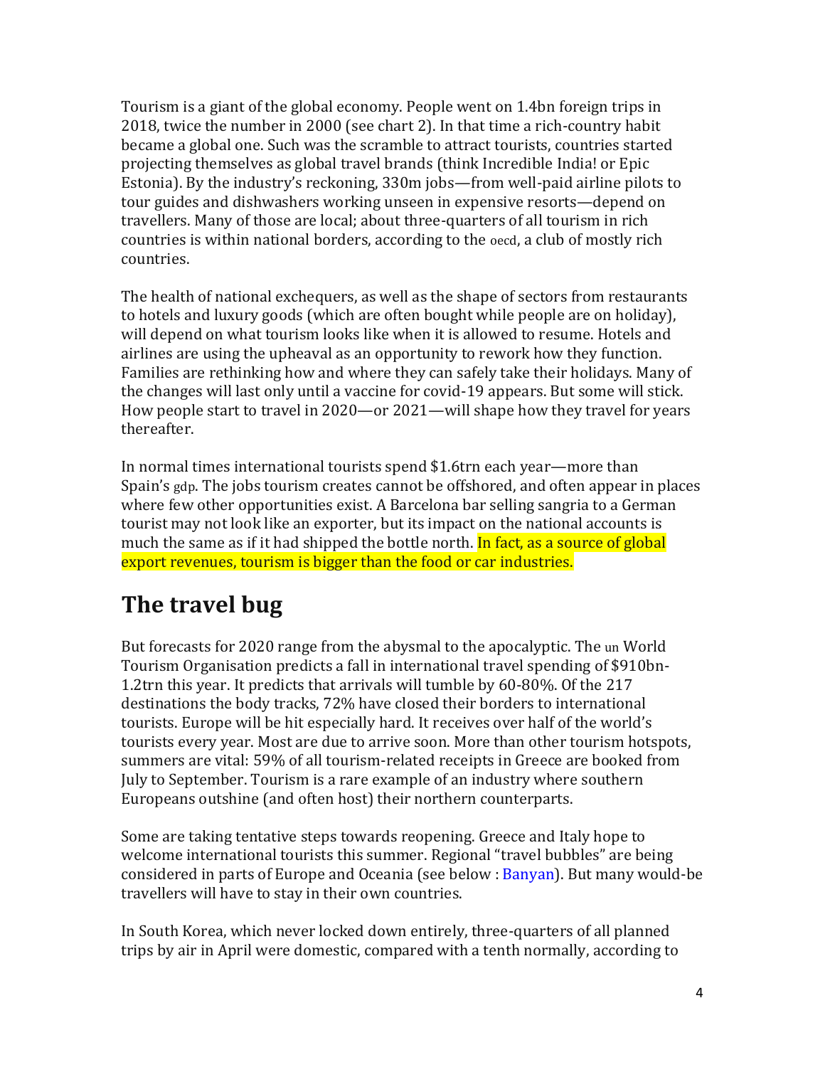Tourism is a giant of the global economy. People went on 1.4bn foreign trips in 2018, twice the number in 2000 (see chart 2). In that time a rich-country habit became a global one. Such was the scramble to attract tourists, countries started projecting themselves as global travel brands (think Incredible India! or Epic Estonia). By the industry's reckoning, 330m jobs—from well-paid airline pilots to tour guides and dishwashers working unseen in expensive resorts—depend on travellers. Many of those are local; about three-quarters of all tourism in rich countries is within national borders, according to the oecd, a club of mostly rich countries.

The health of national exchequers, as well as the shape of sectors from restaurants to hotels and luxury goods (which are often bought while people are on holiday), will depend on what tourism looks like when it is allowed to resume. Hotels and airlines are using the upheaval as an opportunity to rework how they function. Families are rethinking how and where they can safely take their holidays. Many of the changes will last only until a vaccine for covid-19 appears. But some will stick. How people start to travel in 2020—or 2021—will shape how they travel for years thereafter.

In normal times international tourists spend $1.6trn each year—more than Spain's gdp. The jobs tourism creates cannot be offshored, and often appear in places where few other opportunities exist. A Barcelona bar selling sangria to a German tourist may not look like an exporter, but its impact on the national accounts is much the same as if it had shipped the bottle north. In fact, as a source of global export revenues, tourism is bigger than the food or car industries.

## The travel bug

But forecasts for 2020 range from the abysmal to the apocalyptic. The un World Tourism Organisation predicts a fall in international travel spending of $910bn-1.2trn this year. It predicts that arrivals will tumble by 60-80%. Of the 217 destinations the body tracks, 72% have closed their borders to international tourists. Europe will be hit especially hard. It receives over half of the world's tourists every year. Most are due to arrive soon. More than other tourism hotspots, summers are vital: 59% of all tourism-related receipts in Greece are booked from July to September. Tourism is a rare example of an industry where southern Europeans outshine (and often host) their northern counterparts.

Some are taking tentative steps towards reopening. Greece and Italy hope to welcome international tourists this summer. Regional "travel bubbles" are being considered in parts of Europe and Oceania (see below : Banyan). But many would-be travellers will have to stay in their own countries.

In South Korea, which never locked down entirely, three-quarters of all planned trips by air in April were domestic, compared with a tenth normally, according to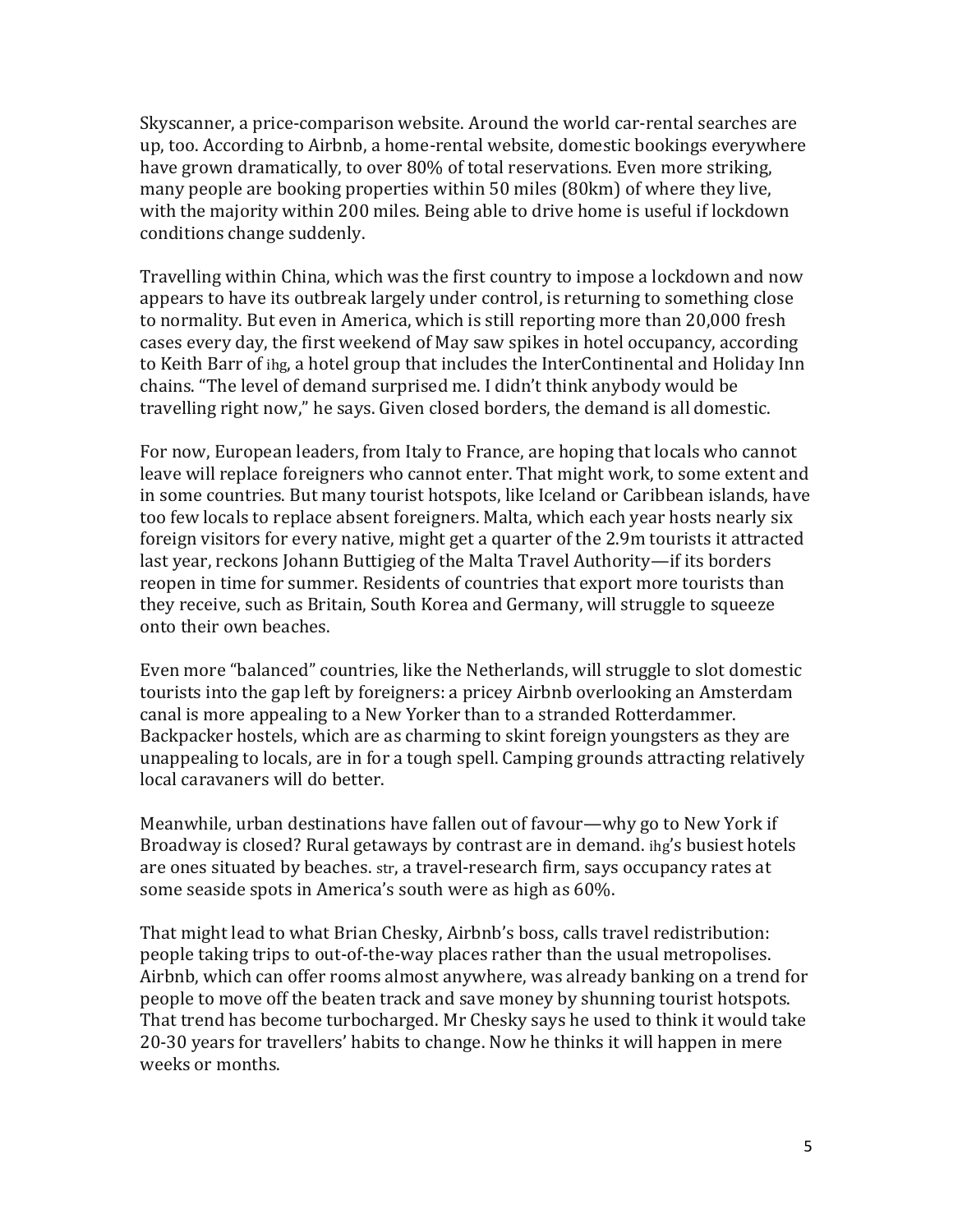Skyscanner, a price-comparison website. Around the world car-rental searches are up, too. According to Airbnb, a home-rental website, domestic bookings everywhere have grown dramatically, to over 80% of total reservations. Even more striking, many people are booking properties within 50 miles (80km) of where they live, with the majority within 200 miles. Being able to drive home is useful if lockdown conditions change suddenly.

Travelling within China, which was the first country to impose a lockdown and now appears to have its outbreak largely under control, is returning to something close to normality. But even in America, which is still reporting more than 20,000 fresh cases every day, the first weekend of May saw spikes in hotel occupancy, according to Keith Barr of ihg, a hotel group that includes the InterContinental and Holiday Inn chains. "The level of demand surprised me. I didn't think anybody would be travelling right now," he says. Given closed borders, the demand is all domestic.

For now, European leaders, from Italy to France, are hoping that locals who cannot leave will replace foreigners who cannot enter. That might work, to some extent and in some countries. But many tourist hotspots, like Iceland or Caribbean islands, have too few locals to replace absent foreigners. Malta, which each year hosts nearly six foreign visitors for every native, might get a quarter of the 2.9m tourists it attracted last year, reckons Johann Buttigieg of the Malta Travel Authority—if its borders reopen in time for summer. Residents of countries that export more tourists than they receive, such as Britain, South Korea and Germany, will struggle to squeeze onto their own beaches.

Even more "balanced" countries, like the Netherlands, will struggle to slot domestic tourists into the gap left by foreigners: a pricey Airbnb overlooking an Amsterdam canal is more appealing to a New Yorker than to a stranded Rotterdammer. Backpacker hostels, which are as charming to skint foreign youngsters as they are unappealing to locals, are in for a tough spell. Camping grounds attracting relatively local caravaners will do better.

Meanwhile, urban destinations have fallen out of favour—why go to New York if Broadway is closed? Rural getaways by contrast are in demand. ihg's busiest hotels are ones situated by beaches. str, a travel-research firm, says occupancy rates at some seaside spots in America's south were as high as 60%.

That might lead to what Brian Chesky, Airbnb's boss, calls travel redistribution: people taking trips to out-of-the-way places rather than the usual metropolises. Airbnb, which can offer rooms almost anywhere, was already banking on a trend for people to move off the beaten track and save money by shunning tourist hotspots. That trend has become turbocharged. Mr Chesky says he used to think it would take 20-30 years for travellers' habits to change. Now he thinks it will happen in mere weeks or months.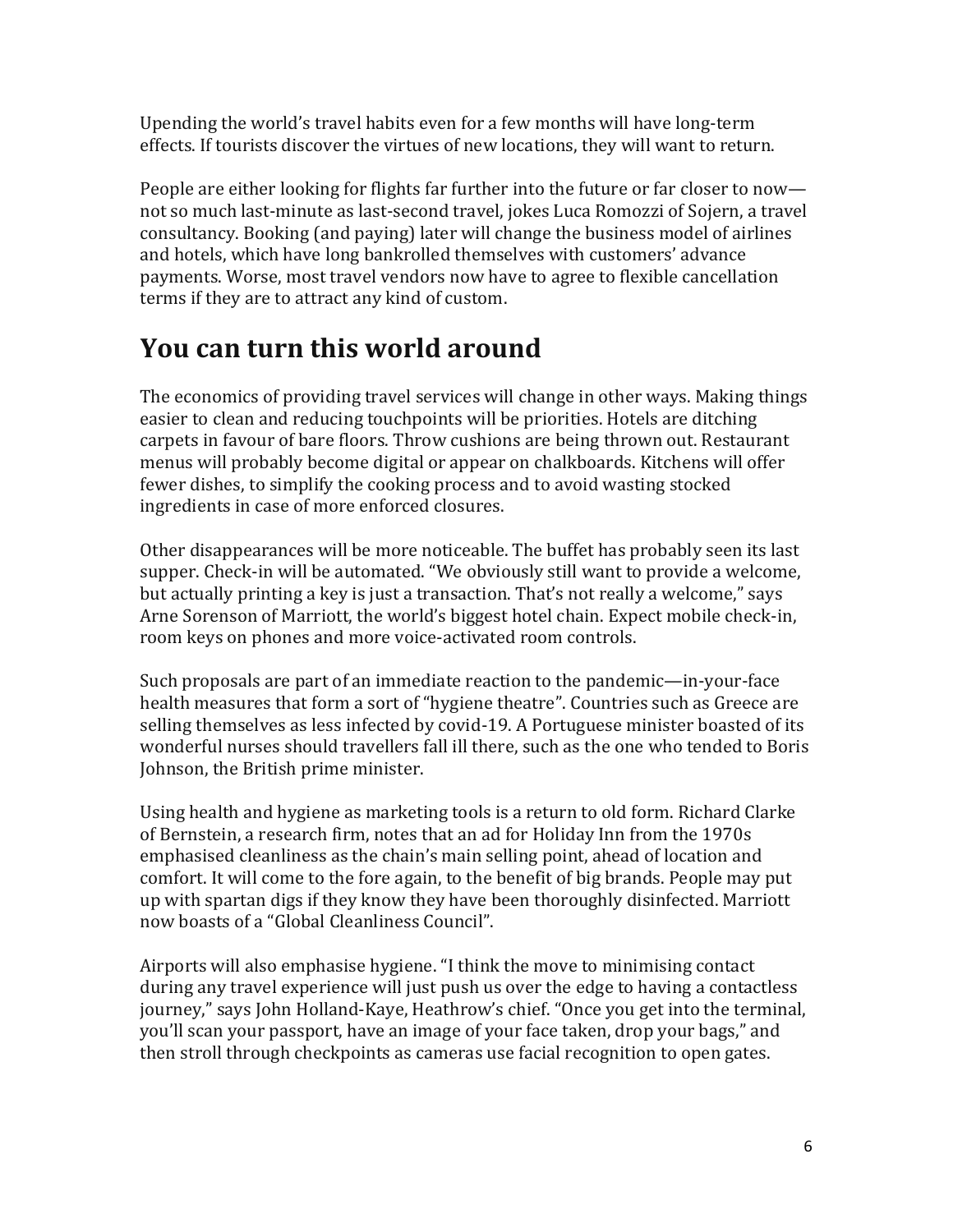Upending the world's travel habits even for a few months will have long-term effects. If tourists discover the virtues of new locations, they will want to return.

People are either looking for flights far further into the future or far closer to now—not so much last-minute as last-second travel, jokes Luca Romozzi of Sojern, a travel consultancy. Booking (and paying) later will change the business model of airlines and hotels, which have long bankrolled themselves with customers' advance payments. Worse, most travel vendors now have to agree to flexible cancellation terms if they are to attract any kind of custom.

## You can turn this world around

The economics of providing travel services will change in other ways. Making things easier to clean and reducing touchpoints will be priorities. Hotels are ditching carpets in favour of bare floors. Throw cushions are being thrown out. Restaurant menus will probably become digital or appear on chalkboards. Kitchens will offer fewer dishes, to simplify the cooking process and to avoid wasting stocked ingredients in case of more enforced closures.

Other disappearances will be more noticeable. The buffet has probably seen its last supper. Check-in will be automated. "We obviously still want to provide a welcome, but actually printing a key is just a transaction. That's not really a welcome," says Arne Sorenson of Marriott, the world's biggest hotel chain. Expect mobile check-in, room keys on phones and more voice-activated room controls.

Such proposals are part of an immediate reaction to the pandemic—in-your-face health measures that form a sort of "hygiene theatre". Countries such as Greece are selling themselves as less infected by covid-19. A Portuguese minister boasted of its wonderful nurses should travellers fall ill there, such as the one who tended to Boris Johnson, the British prime minister.

Using health and hygiene as marketing tools is a return to old form. Richard Clarke of Bernstein, a research firm, notes that an ad for Holiday Inn from the 1970s emphasised cleanliness as the chain's main selling point, ahead of location and comfort. It will come to the fore again, to the benefit of big brands. People may put up with spartan digs if they know they have been thoroughly disinfected. Marriott now boasts of a "Global Cleanliness Council".

Airports will also emphasise hygiene. "I think the move to minimising contact during any travel experience will just push us over the edge to having a contactless journey," says John Holland-Kaye, Heathrow's chief. "Once you get into the terminal, you'll scan your passport, have an image of your face taken, drop your bags," and then stroll through checkpoints as cameras use facial recognition to open gates.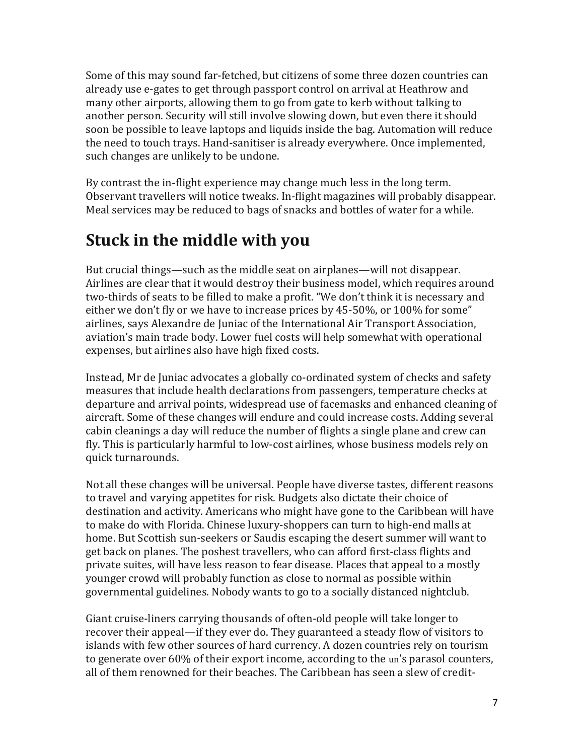Some of this may sound far-fetched, but citizens of some three dozen countries can already use e-gates to get through passport control on arrival at Heathrow and many other airports, allowing them to go from gate to kerb without talking to another person. Security will still involve slowing down, but even there it should soon be possible to leave laptops and liquids inside the bag. Automation will reduce the need to touch trays. Hand-sanitiser is already everywhere. Once implemented, such changes are unlikely to be undone.

By contrast the in-flight experience may change much less in the long term. Observant travellers will notice tweaks. In-flight magazines will probably disappear. Meal services may be reduced to bags of snacks and bottles of water for a while.

## Stuck in the middle with you

But crucial things—such as the middle seat on airplanes—will not disappear. Airlines are clear that it would destroy their business model, which requires around two-thirds of seats to be filled to make a profit. "We don't think it is necessary and either we don't fly or we have to increase prices by 45-50%, or 100% for some" airlines, says Alexandre de Juniac of the International Air Transport Association, aviation's main trade body. Lower fuel costs will help somewhat with operational expenses, but airlines also have high fixed costs.

Instead, Mr de Juniac advocates a globally co-ordinated system of checks and safety measures that include health declarations from passengers, temperature checks at departure and arrival points, widespread use of facemasks and enhanced cleaning of aircraft. Some of these changes will endure and could increase costs. Adding several cabin cleanings a day will reduce the number of flights a single plane and crew can fly. This is particularly harmful to low-cost airlines, whose business models rely on quick turnarounds.

Not all these changes will be universal. People have diverse tastes, different reasons to travel and varying appetites for risk. Budgets also dictate their choice of destination and activity. Americans who might have gone to the Caribbean will have to make do with Florida. Chinese luxury-shoppers can turn to high-end malls at home. But Scottish sun-seekers or Saudis escaping the desert summer will want to get back on planes. The poshest travellers, who can afford first-class flights and private suites, will have less reason to fear disease. Places that appeal to a mostly younger crowd will probably function as close to normal as possible within governmental guidelines. Nobody wants to go to a socially distanced nightclub.

Giant cruise-liners carrying thousands of often-old people will take longer to recover their appeal—if they ever do. They guaranteed a steady flow of visitors to islands with few other sources of hard currency. A dozen countries rely on tourism to generate over 60% of their export income, according to the UN's parasol counters, all of them renowned for their beaches. The Caribbean has seen a slew of credit-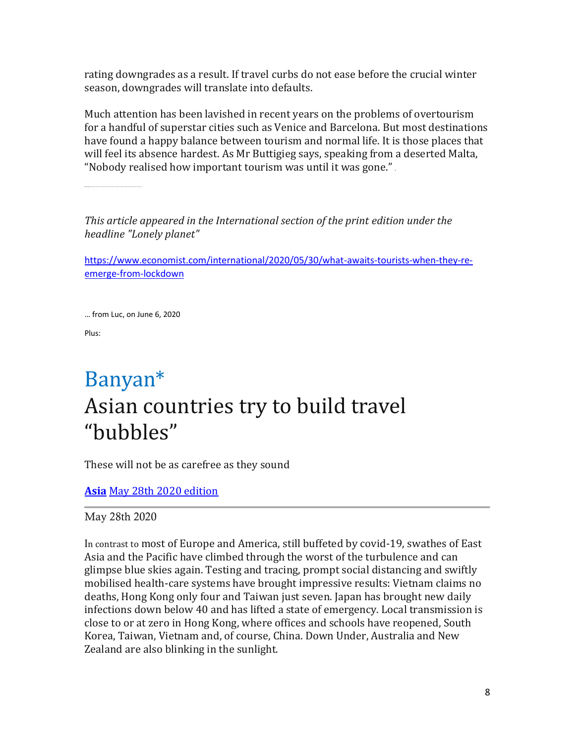rating downgrades as a result. If travel curbs do not ease before the crucial winter season, downgrades will translate into defaults.

Much attention has been lavished in recent years on the problems of overtourism for a handful of superstar cities such as Venice and Barcelona. But most destinations have found a happy balance between tourism and normal life. It is those places that will feel its absence hardest. As Mr Buttigieg says, speaking from a deserted Malta, "Nobody realised how important tourism was until it was gone."

---

*This article appeared in the International section of the print edition under the headline "Lonely planet"*

https://www.economist.com/international/2020/05/30/what-awaits-tourists-when-they-re-emerge-from-lockdown

… from Luc, on June 6, 2020

Plus:

## Banyan*

# Asian countries try to build travel "bubbles"

These will not be as carefree as they sound

**Asia** May 28th 2020 edition

May 28th 2020

In contrast to most of Europe and America, still buffeted by covid-19, swathes of East Asia and the Pacific have climbed through the worst of the turbulence and can glimpse blue skies again. Testing and tracing, prompt social distancing and swiftly mobilised health-care systems have brought impressive results: Vietnam claims no deaths, Hong Kong only four and Taiwan just seven. Japan has brought new daily infections down below 40 and has lifted a state of emergency. Local transmission is close to or at zero in Hong Kong, where offices and schools have reopened, South Korea, Taiwan, Vietnam and, of course, China. Down Under, Australia and New Zealand are also blinking in the sunlight.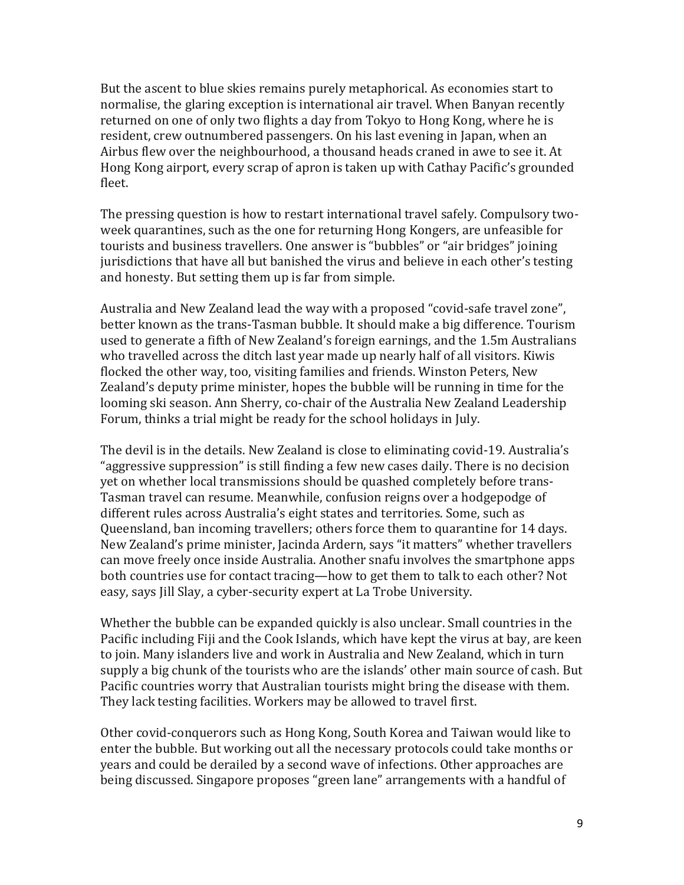But the ascent to blue skies remains purely metaphorical. As economies start to normalise, the glaring exception is international air travel. When Banyan recently returned on one of only two flights a day from Tokyo to Hong Kong, where he is resident, crew outnumbered passengers. On his last evening in Japan, when an Airbus flew over the neighbourhood, a thousand heads craned in awe to see it. At Hong Kong airport, every scrap of apron is taken up with Cathay Pacific's grounded fleet.

The pressing question is how to restart international travel safely. Compulsory two-week quarantines, such as the one for returning Hong Kongers, are unfeasible for tourists and business travellers. One answer is "bubbles" or "air bridges" joining jurisdictions that have all but banished the virus and believe in each other's testing and honesty. But setting them up is far from simple.

Australia and New Zealand lead the way with a proposed "covid-safe travel zone", better known as the trans-Tasman bubble. It should make a big difference. Tourism used to generate a fifth of New Zealand's foreign earnings, and the 1.5m Australians who travelled across the ditch last year made up nearly half of all visitors. Kiwis flocked the other way, too, visiting families and friends. Winston Peters, New Zealand's deputy prime minister, hopes the bubble will be running in time for the looming ski season. Ann Sherry, co-chair of the Australia New Zealand Leadership Forum, thinks a trial might be ready for the school holidays in July.

The devil is in the details. New Zealand is close to eliminating covid-19. Australia's "aggressive suppression" is still finding a few new cases daily. There is no decision yet on whether local transmissions should be quashed completely before trans-Tasman travel can resume. Meanwhile, confusion reigns over a hodgepodge of different rules across Australia's eight states and territories. Some, such as Queensland, ban incoming travellers; others force them to quarantine for 14 days. New Zealand's prime minister, Jacinda Ardern, says "it matters" whether travellers can move freely once inside Australia. Another snafu involves the smartphone apps both countries use for contact tracing—how to get them to talk to each other? Not easy, says Jill Slay, a cyber-security expert at La Trobe University.

Whether the bubble can be expanded quickly is also unclear. Small countries in the Pacific including Fiji and the Cook Islands, which have kept the virus at bay, are keen to join. Many islanders live and work in Australia and New Zealand, which in turn supply a big chunk of the tourists who are the islands' other main source of cash. But Pacific countries worry that Australian tourists might bring the disease with them. They lack testing facilities. Workers may be allowed to travel first.

Other covid-conquerors such as Hong Kong, South Korea and Taiwan would like to enter the bubble. But working out all the necessary protocols could take months or years and could be derailed by a second wave of infections. Other approaches are being discussed. Singapore proposes "green lane" arrangements with a handful of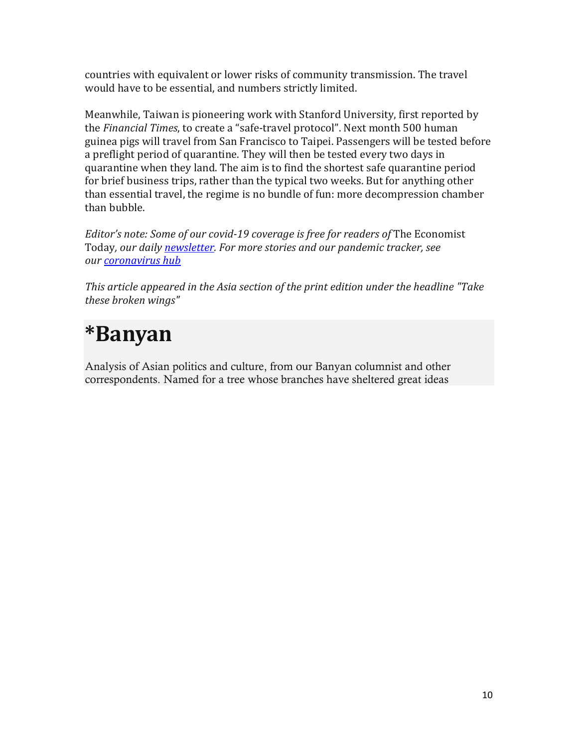countries with equivalent or lower risks of community transmission. The travel would have to be essential, and numbers strictly limited.

Meanwhile, Taiwan is pioneering work with Stanford University, first reported by the *Financial Times*, to create a "safe-travel protocol". Next month 500 human guinea pigs will travel from San Francisco to Taipei. Passengers will be tested before a preflight period of quarantine. They will then be tested every two days in quarantine when they land. The aim is to find the shortest safe quarantine period for brief business trips, rather than the typical two weeks. But for anything other than essential travel, the regime is no bundle of fun: more decompression chamber than bubble.

*Editor's note: Some of our covid-19 coverage is free for readers of* The Economist Today*, our daily [newsletter](). For more stories and our pandemic tracker, see our [coronavirus hub]()*

*This article appeared in the Asia section of the print edition under the headline "Take these broken wings"*

# *Banyan

Analysis of Asian politics and culture, from our Banyan columnist and other correspondents. Named for a tree whose branches have sheltered great ideas